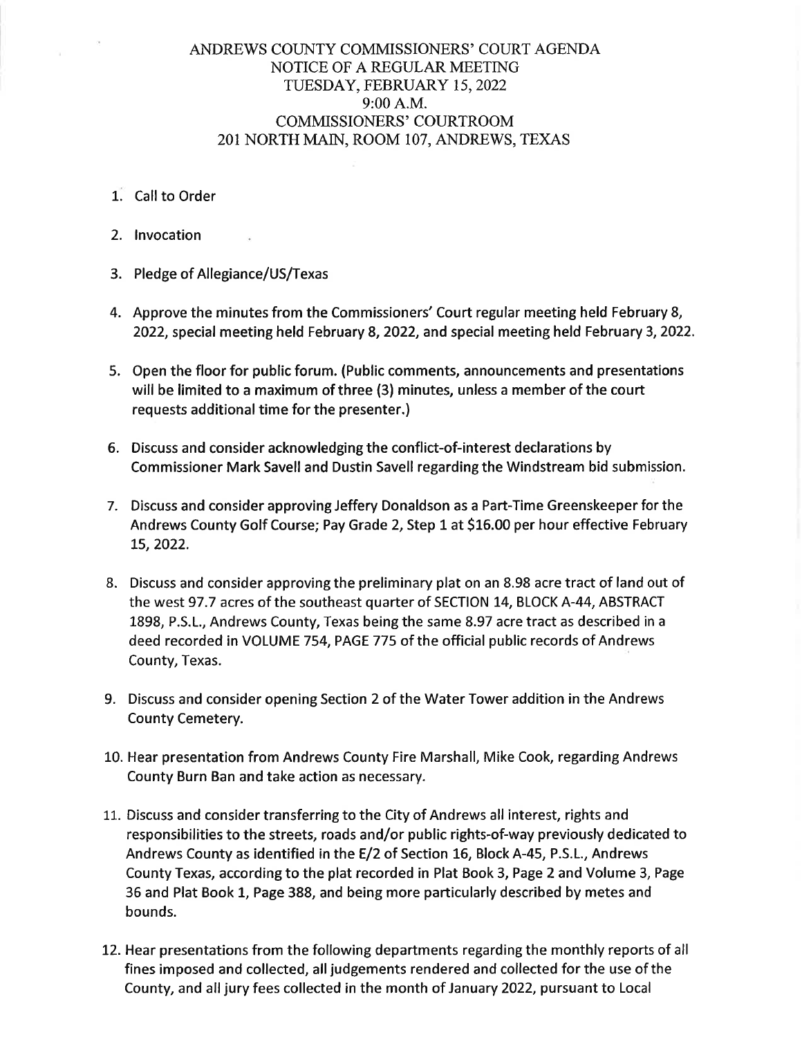# ANDREWS COUNTY COMMISSIONERS' COURT AGENDA
## NOTICE OF A REGULAR MEETING
## TUESDAY, FEBRUARY 15, 2022
## 9:00 A.M.
## COMMISSIONERS' COURTROOM
## 201 NORTH MAIN, ROOM 107, ANDREWS, TEXAS

1. Call to Order

2. Invocation

3. Pledge of Allegiance/US/Texas

4. Approve the minutes from the Commissioners' Court regular meeting held February 8, 2022, special meeting held February 8, 2022, and special meeting held February 3, 2022.

5. Open the floor for public forum. (Public comments, announcements and presentations will be limited to a maximum of three (3) minutes, unless a member of the court requests additional time for the presenter.)

6. Discuss and consider acknowledging the conflict-of-interest declarations by Commissioner Mark Savell and Dustin Savell regarding the Windstream bid submission.

7. Discuss and consider approving Jeffery Donaldson as a Part-Time Greenskeeper for the Andrews County Golf Course; Pay Grade 2, Step 1 at $16.00 per hour effective February 15, 2022.

8. Discuss and consider approving the preliminary plat on an 8.98 acre tract of land out of the west 97.7 acres of the southeast quarter of SECTION 14, BLOCK A-44, ABSTRACT 1898, P.S.L., Andrews County, Texas being the same 8.97 acre tract as described in a deed recorded in VOLUME 754, PAGE 775 of the official public records of Andrews County, Texas.

9. Discuss and consider opening Section 2 of the Water Tower addition in the Andrews County Cemetery.

10. Hear presentation from Andrews County Fire Marshall, Mike Cook, regarding Andrews County Burn Ban and take action as necessary.

11. Discuss and consider transferring to the City of Andrews all interest, rights and responsibilities to the streets, roads and/or public rights-of-way previously dedicated to Andrews County as identified in the E/2 of Section 16, Block A-45, P.S.L., Andrews County Texas, according to the plat recorded in Plat Book 3, Page 2 and Volume 3, Page 36 and Plat Book 1, Page 388, and being more particularly described by metes and bounds.

12. Hear presentations from the following departments regarding the monthly reports of all fines imposed and collected, all judgements rendered and collected for the use of the County, and all jury fees collected in the month of January 2022, pursuant to Local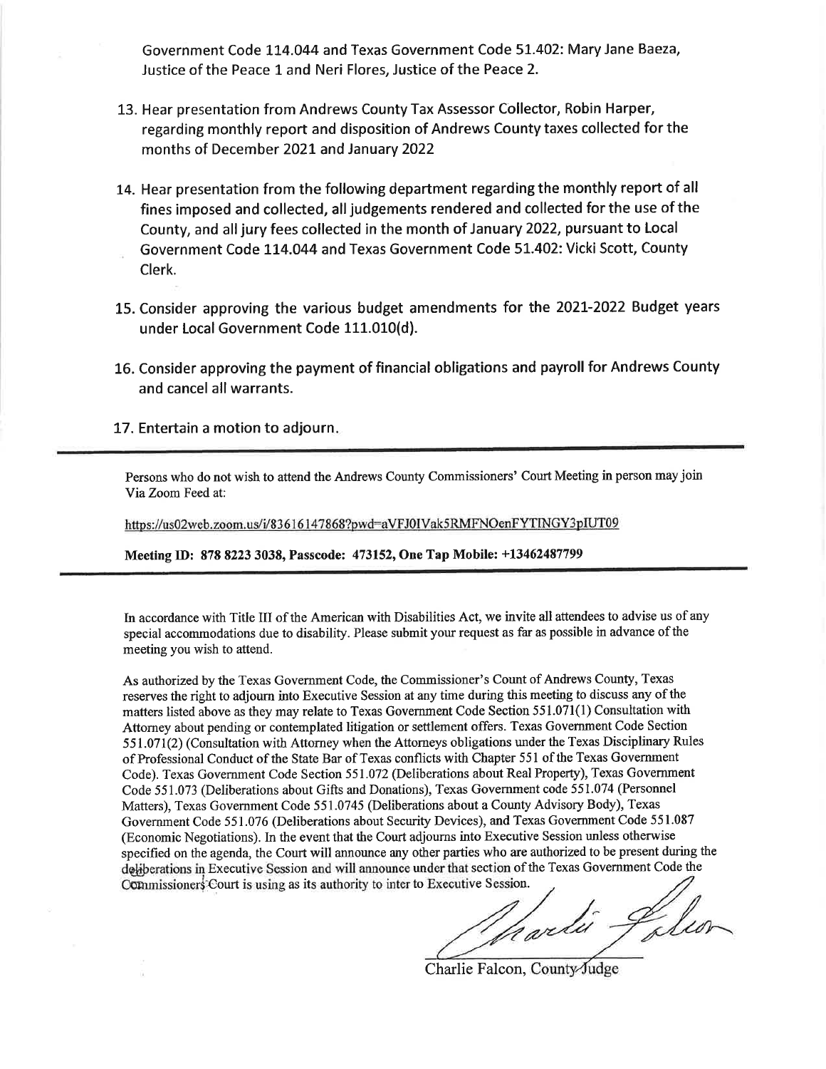Government Code 114.044 and Texas Government Code 51.402: Mary Jane Baeza, Justice of the Peace 1 and Neri Flores, Justice of the Peace 2.

13. Hear presentation from Andrews County Tax Assessor Collector, Robin Harper, regarding monthly report and disposition of Andrews County taxes collected for the months of December 2021 and January 2022

14. Hear presentation from the following department regarding the monthly report of all fines imposed and collected, all judgements rendered and collected for the use of the County, and all jury fees collected in the month of January 2022, pursuant to Local Government Code 114.044 and Texas Government Code 51.402: Vicki Scott, County Clerk.

15. Consider approving the various budget amendments for the 2021-2022 Budget years under Local Government Code 111.010(d).

16. Consider approving the payment of financial obligations and payroll for Andrews County and cancel all warrants.

17. Entertain a motion to adjourn.

---

Persons who do not wish to attend the Andrews County Commissioners' Court Meeting in person may join Via Zoom Feed at:

https://us02web.zoom.us/j/83616147868?pwd=aVFJ0IVak5RMFNOenFYTlNGY3pIUT09

**Meeting ID: 878 8223 3038, Passcode: 473152, One Tap Mobile: +13462487799**

---

In accordance with Title III of the American with Disabilities Act, we invite all attendees to advise us of any special accommodations due to disability. Please submit your request as far as possible in advance of the meeting you wish to attend.

As authorized by the Texas Government Code, the Commissioner's Count of Andrews County, Texas reserves the right to adjourn into Executive Session at any time during this meeting to discuss any of the matters listed above as they may relate to Texas Government Code Section 551.071(1) Consultation with Attorney about pending or contemplated litigation or settlement offers. Texas Government Code Section 551.071(2) (Consultation with Attorney when the Attorneys obligations under the Texas Disciplinary Rules of Professional Conduct of the State Bar of Texas conflicts with Chapter 551 of the Texas Government Code). Texas Government Code Section 551.072 (Deliberations about Real Property), Texas Government Code 551.073 (Deliberations about Gifts and Donations), Texas Government code 551.074 (Personnel Matters), Texas Government Code 551.0745 (Deliberations about a County Advisory Body), Texas Government Code 551.076 (Deliberations about Security Devices), and Texas Government Code 551.087 (Economic Negotiations). In the event that the Court adjourns into Executive Session unless otherwise specified on the agenda, the Court will announce any other parties who are authorized to be present during the deliberations in Executive Session and will announce under that section of the Texas Government Code the Commissioners Court is using as its authority to inter to Executive Session.

Charlie Falcon, County Judge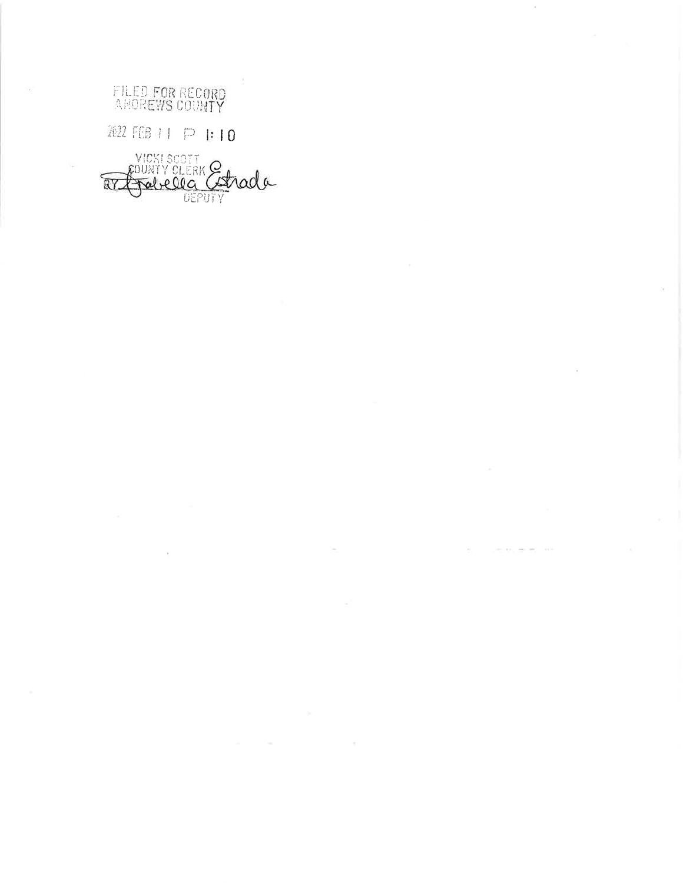FILED FOR RECORD
ANDREWS COUNTY

2022 FEB 11 P 1:10

VICKI SCOTT
COUNTY CLERK
BY Isabella Estrada
DEPUTY